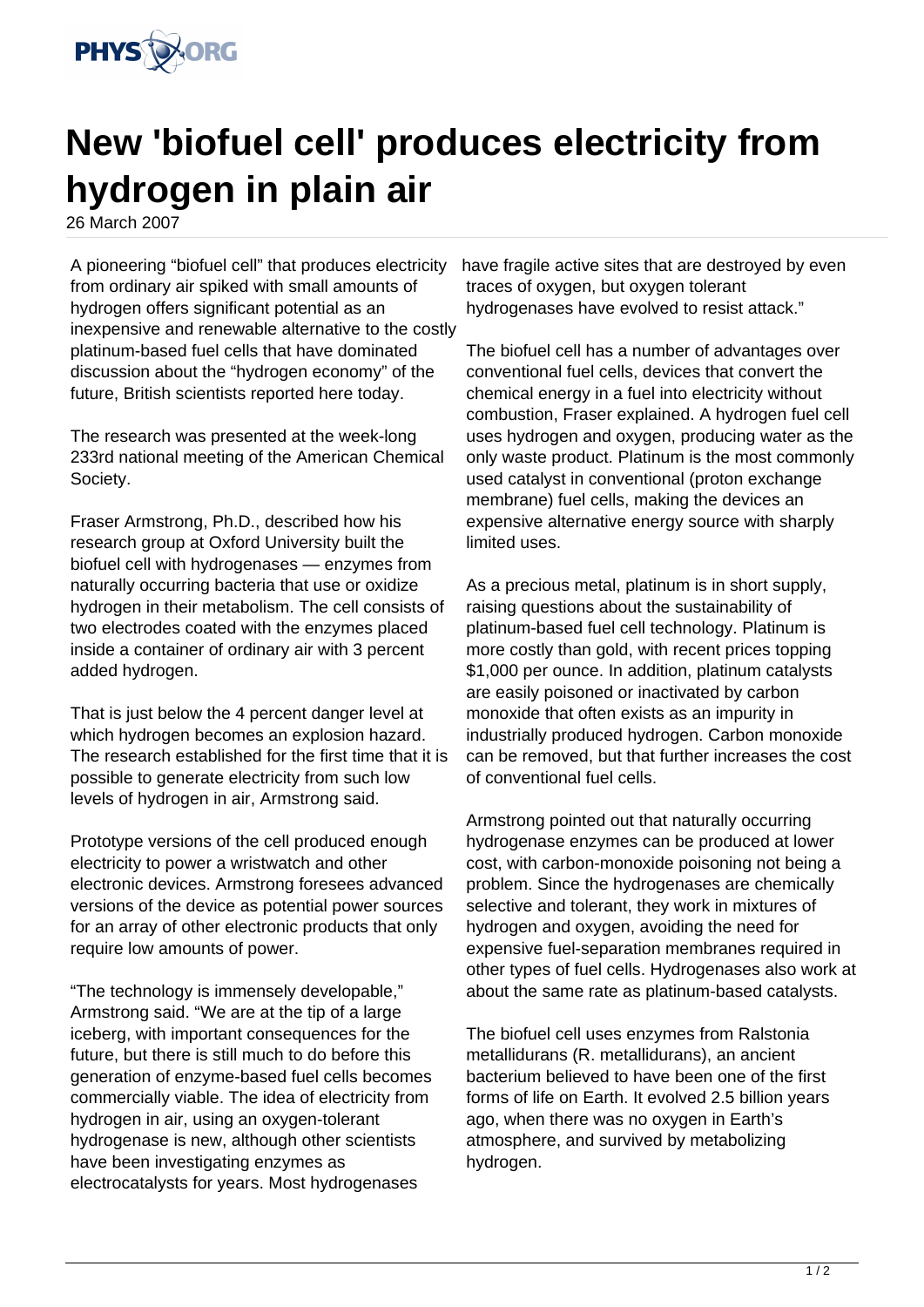# New 'biofuel cell' produces electricity from hydrogen in plain air

26 March 2007

A pioneering "biofuel cell" that produces electricity from ordinary air spiked with small amounts of hydrogen offers significant potential as an inexpensive and renewable alternative to the costly platinum-based fuel cells that have dominated discussion about the "hydrogen economy" of the future, British scientists reported here today.

The research was presented at the week-long 233rd national meeting of the American Chemical Society.

Fraser Armstrong, Ph.D., described how his research group at Oxford University built the biofuel cell with hydrogenases — enzymes from naturally occurring bacteria that use or oxidize hydrogen in their metabolism. The cell consists of two electrodes coated with the enzymes placed inside a container of ordinary air with 3 percent added hydrogen.

That is just below the 4 percent danger level at which hydrogen becomes an explosion hazard. The research established for the first time that it is possible to generate electricity from such low levels of hydrogen in air, Armstrong said.

Prototype versions of the cell produced enough electricity to power a wristwatch and other electronic devices. Armstrong foresees advanced versions of the device as potential power sources for an array of other electronic products that only require low amounts of power.

"The technology is immensely developable," Armstrong said. "We are at the tip of a large iceberg, with important consequences for the future, but there is still much to do before this generation of enzyme-based fuel cells becomes commercially viable. The idea of electricity from hydrogen in air, using an oxygen-tolerant hydrogenase is new, although other scientists have been investigating enzymes as electrocatalysts for years. Most hydrogenases have fragile active sites that are destroyed by even traces of oxygen, but oxygen tolerant hydrogenases have evolved to resist attack."

The biofuel cell has a number of advantages over conventional fuel cells, devices that convert the chemical energy in a fuel into electricity without combustion, Fraser explained. A hydrogen fuel cell uses hydrogen and oxygen, producing water as the only waste product. Platinum is the most commonly used catalyst in conventional (proton exchange membrane) fuel cells, making the devices an expensive alternative energy source with sharply limited uses.

As a precious metal, platinum is in short supply, raising questions about the sustainability of platinum-based fuel cell technology. Platinum is more costly than gold, with recent prices topping $1,000 per ounce. In addition, platinum catalysts are easily poisoned or inactivated by carbon monoxide that often exists as an impurity in industrially produced hydrogen. Carbon monoxide can be removed, but that further increases the cost of conventional fuel cells.

Armstrong pointed out that naturally occurring hydrogenase enzymes can be produced at lower cost, with carbon-monoxide poisoning not being a problem. Since the hydrogenases are chemically selective and tolerant, they work in mixtures of hydrogen and oxygen, avoiding the need for expensive fuel-separation membranes required in other types of fuel cells. Hydrogenases also work at about the same rate as platinum-based catalysts.

The biofuel cell uses enzymes from Ralstonia metallidurans (R. metallidurans), an ancient bacterium believed to have been one of the first forms of life on Earth. It evolved 2.5 billion years ago, when there was no oxygen in Earth's atmosphere, and survived by metabolizing hydrogen.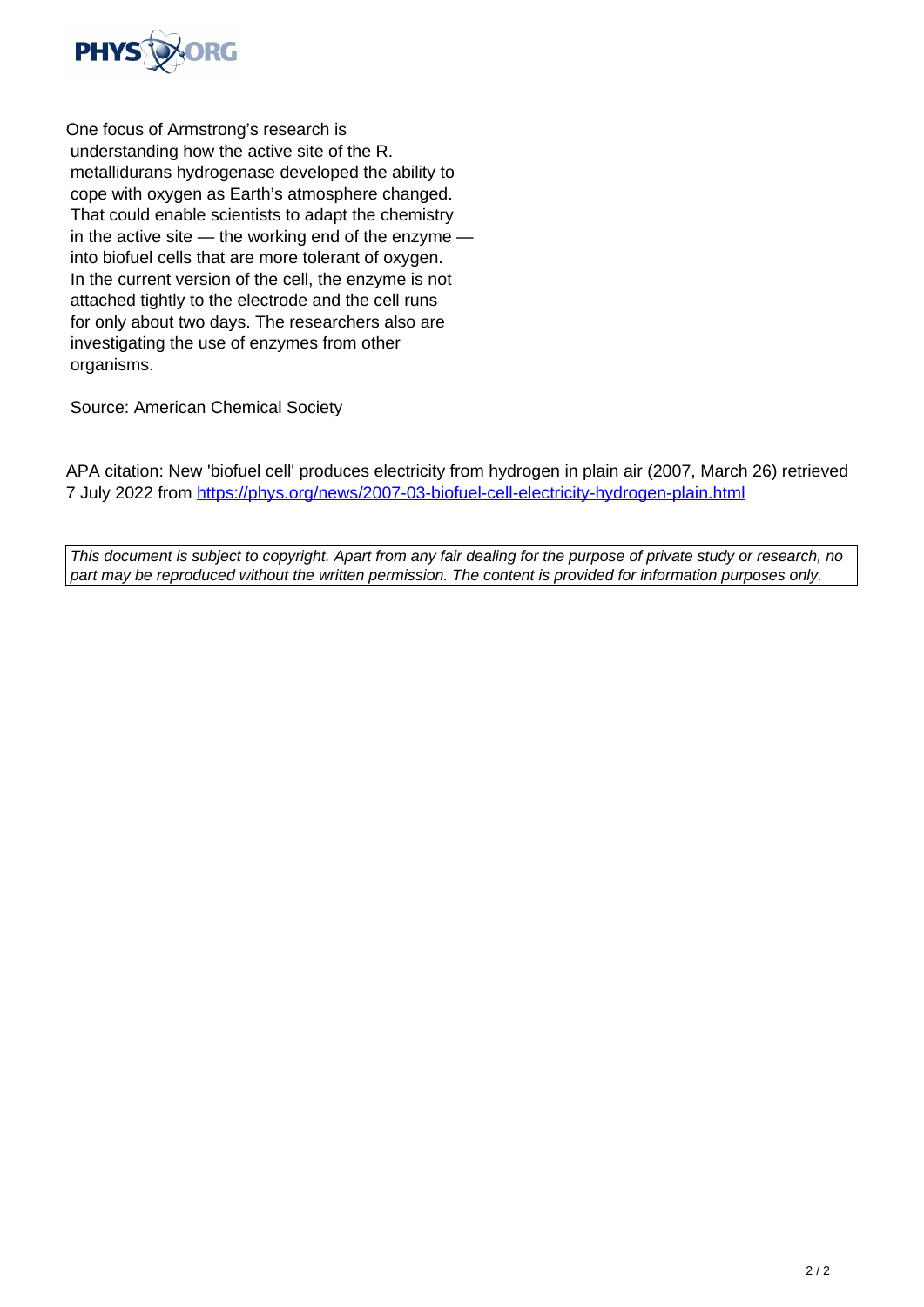One focus of Armstrong's research is understanding how the active site of the R. metallidurans hydrogenase developed the ability to cope with oxygen as Earth's atmosphere changed. That could enable scientists to adapt the chemistry in the active site — the working end of the enzyme — into biofuel cells that are more tolerant of oxygen. In the current version of the cell, the enzyme is not attached tightly to the electrode and the cell runs for only about two days. The researchers also are investigating the use of enzymes from other organisms.

Source: American Chemical Society

APA citation: New 'biofuel cell' produces electricity from hydrogen in plain air (2007, March 26) retrieved 7 July 2022 from https://phys.org/news/2007-03-biofuel-cell-electricity-hydrogen-plain.html

*This document is subject to copyright. Apart from any fair dealing for the purpose of private study or research, no part may be reproduced without the written permission. The content is provided for information purposes only.*